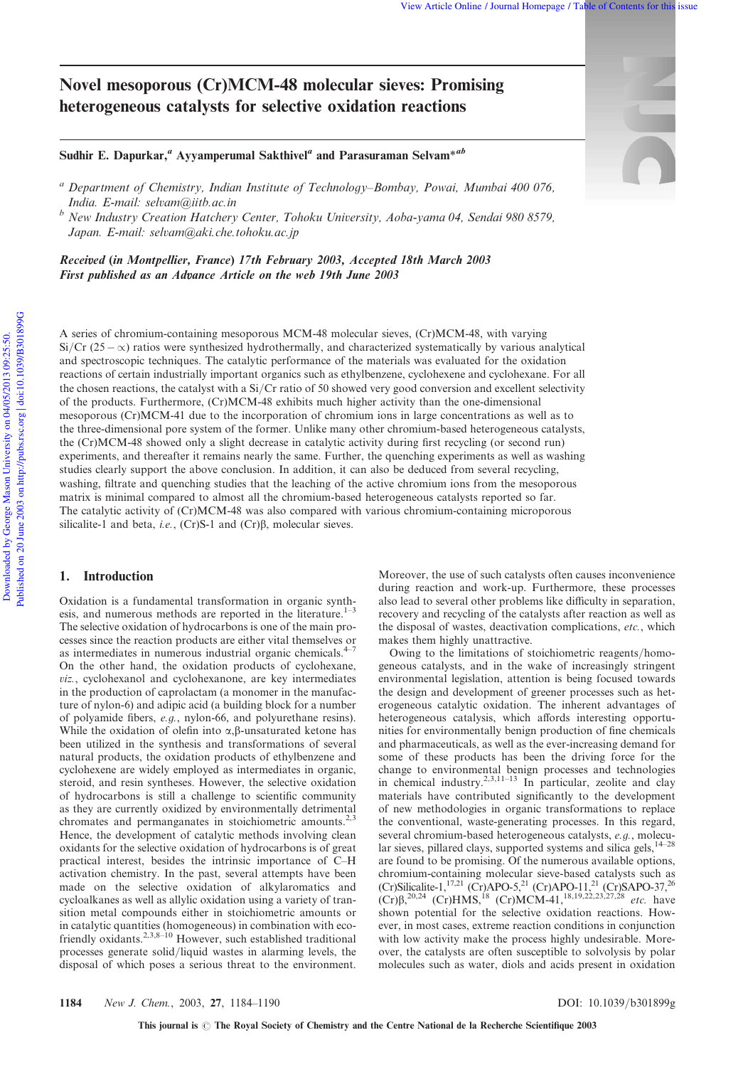# Novel mesoporous (Cr)MCM-48 molecular sieves: Promising heterogeneous catalysts for selective oxidation reactions

**Sudhir E. Dapurkar,[a] Ayyamperumal Sakthivel[a] and Parasuraman Selvam*[ab]**

[a] Department of Chemistry, Indian Institute of Technology–Bombay, Powai, Mumbai 400 076, India. E-mail: selvam@iitb.ac.in

[b] New Industry Creation Hatchery Center, Tohoku University, Aoba-yama 04, Sendai 980 8579, Japan. E-mail: selvam@aki.che.tohoku.ac.jp

*Received (in Montpellier, France) 17th February 2003, Accepted 18th March 2003*
*First published as an Advance Article on the web 19th June 2003*

A series of chromium-containing mesoporous MCM-48 molecular sieves, (Cr)MCM-48, with varying Si/Cr ($25-\infty$) ratios were synthesized hydrothermally, and characterized systematically by various analytical and spectroscopic techniques. The catalytic performance of the materials was evaluated for the oxidation reactions of certain industrially important organics such as ethylbenzene, cyclohexene and cyclohexane. For all the chosen reactions, the catalyst with a Si/Cr ratio of 50 showed very good conversion and excellent selectivity of the products. Furthermore, (Cr)MCM-48 exhibits much higher activity than the one-dimensional mesoporous (Cr)MCM-41 due to the incorporation of chromium ions in large concentrations as well as to the three-dimensional pore system of the former. Unlike many other chromium-based heterogeneous catalysts, the (Cr)MCM-48 showed only a slight decrease in catalytic activity during first recycling (or second run) experiments, and thereafter it remains nearly the same. Further, the quenching experiments as well as washing studies clearly support the above conclusion. In addition, it can also be deduced from several recycling, washing, filtrate and quenching studies that the leaching of the active chromium ions from the mesoporous matrix is minimal compared to almost all the chromium-based heterogeneous catalysts reported so far. The catalytic activity of (Cr)MCM-48 was also compared with various chromium-containing microporous silicalite-1 and beta, *i.e.*, (Cr)S-1 and (Cr)β, molecular sieves.

## 1. Introduction

Oxidation is a fundamental transformation in organic synthesis, and numerous methods are reported in the literature.[1–3] The selective oxidation of hydrocarbons is one of the main processes since the reaction products are either vital themselves or as intermediates in numerous industrial organic chemicals.[4–7] On the other hand, the oxidation products of cyclohexane, *viz.*, cyclohexanol and cyclohexanone, are key intermediates in the production of caprolactam (a monomer in the manufacture of nylon-6) and adipic acid (a building block for a number of polyamide fibers, *e.g.*, nylon-66, and polyurethane resins). While the oxidation of olefin into α,β-unsaturated ketone has been utilized in the synthesis and transformations of several natural products, the oxidation products of ethylbenzene and cyclohexene are widely employed as intermediates in organic, steroid, and resin syntheses. However, the selective oxidation of hydrocarbons is still a challenge to scientific community as they are currently oxidized by environmentally detrimental chromates and permanganates in stoichiometric amounts.[2,3] Hence, the development of catalytic methods involving clean oxidants for the selective oxidation of hydrocarbons is of great practical interest, besides the intrinsic importance of C–H activation chemistry. In the past, several attempts have been made on the selective oxidation of alkylaromatics and cycloalkanes as well as allylic oxidation using a variety of transition metal compounds either in stoichiometric amounts or in catalytic quantities (homogeneous) in combination with eco-friendly oxidants.[2,3,8–10] However, such established traditional processes generate solid/liquid wastes in alarming levels, the disposal of which poses a serious threat to the environment. Moreover, the use of such catalysts often causes inconvenience during reaction and work-up. Furthermore, these processes also lead to several other problems like difficulty in separation, recovery and recycling of the catalysts after reaction as well as the disposal of wastes, deactivation complications, *etc.*, which makes them highly unattractive.

Owing to the limitations of stoichiometric reagents/homogeneous catalysts, and in the wake of increasingly stringent environmental legislation, attention is being focused towards the design and development of greener processes such as heterogeneous catalytic oxidation. The inherent advantages of heterogeneous catalysis, which affords interesting opportunities for environmentally benign production of fine chemicals and pharmaceuticals, as well as the ever-increasing demand for some of these products has been the driving force for the change to environmental benign processes and technologies in chemical industry.[2,3,11–13] In particular, zeolite and clay materials have contributed significantly to the development of new methodologies in organic transformations to replace the conventional, waste-generating processes. In this regard, several chromium-based heterogeneous catalysts, *e.g.*, molecular sieves, pillared clays, supported systems and silica gels,[14–28] are found to be promising. Of the numerous available options, chromium-containing molecular sieve-based catalysts such as (Cr)Silicalite-1,[17,21] (Cr)APO-5,[21] (Cr)APO-11,[21] (Cr)SAPO-37,[26] (Cr)β,[20,24] (Cr)HMS,[18] (Cr)MCM-41,[18,19,22,23,27,28] *etc.* have shown potential for the selective oxidation reactions. However, in most cases, extreme reaction conditions in conjunction with low activity make the process highly undesirable. Moreover, the catalysts are often susceptible to solvolysis by polar molecules such as water, diols and acids present in oxidation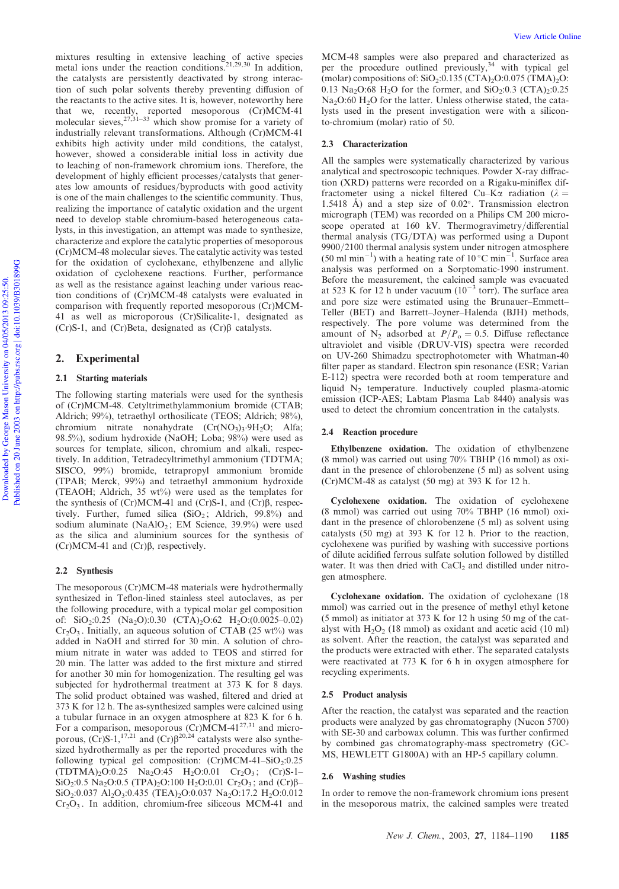mixtures resulting in extensive leaching of active species metal ions under the reaction conditions.[21,29,30] In addition, the catalysts are persistently deactivated by strong interaction of such polar solvents thereby preventing diffusion of the reactants to the active sites. It is, however, noteworthy here that we, recently, reported mesoporous (Cr)MCM-41 molecular sieves,[27,31–33] which show promise for a variety of industrially relevant transformations. Although (Cr)MCM-41 exhibits high activity under mild conditions, the catalyst, however, showed a considerable initial loss in activity due to leaching of non-framework chromium ions. Therefore, the development of highly efficient processes/catalysts that generates low amounts of residues/byproducts with good activity is one of the main challenges to the scientific community. Thus, realizing the importance of catalytic oxidation and the urgent need to develop stable chromium-based heterogeneous catalysts, in this investigation, an attempt was made to synthesize, characterize and explore the catalytic properties of mesoporous (Cr)MCM-48 molecular sieves. The catalytic activity was tested for the oxidation of cyclohexane, ethylbenzene and allylic oxidation of cyclohexene reactions. Further, performance as well as the resistance against leaching under various reaction conditions of (Cr)MCM-48 catalysts were evaluated in comparison with frequently reported mesoporous (Cr)MCM-41 as well as microporous (Cr)Silicalite-1, designated as (Cr)S-1, and (Cr)Beta, designated as (Cr)β catalysts.

## 2. Experimental

### 2.1 Starting materials

The following starting materials were used for the synthesis of (Cr)MCM-48. Cetyltrimethylammonium bromide (CTAB; Aldrich; 99%), tetraethyl orthosilicate (TEOS; Aldrich; 98%), chromium nitrate nonahydrate ($Cr(NO_3)_3 \cdot 9H_2O$; Alfa; 98.5%), sodium hydroxide (NaOH; Loba; 98%) were used as sources for template, silicon, chromium and alkali, respectively. In addition, Tetradecyltrimethyl ammonium (TDTMA; SISCO, 99%) bromide, tetrapropyl ammonium bromide (TPAB; Merck, 99%) and tetraethyl ammonium hydroxide (TEAOH; Aldrich, 35 wt%) were used as the templates for the synthesis of (Cr)MCM-41 and (Cr)S-1, and (Cr)β, respectively. Further, fumed silica ($SiO_2$; Aldrich, 99.8%) and sodium aluminate ($NaAlO_2$; EM Science, 39.9%) were used as the silica and aluminium sources for the synthesis of (Cr)MCM-41 and (Cr)β, respectively.

### 2.2 Synthesis

The mesoporous (Cr)MCM-48 materials were hydrothermally synthesized in Teflon-lined stainless steel autoclaves, as per the following procedure, with a typical molar gel composition of: $SiO_2$:0.25 $(Na_2O)$:0.30 $(CTA)_2O$:62 $H_2O$:(0.0025–0.02) $Cr_2O_3$. Initially, an aqueous solution of CTAB (25 wt%) was added in NaOH and stirred for 30 min. A solution of chromium nitrate in water was added to TEOS and stirred for 20 min. The latter was added to the first mixture and stirred for another 30 min for homogenization. The resulting gel was subjected for hydrothermal treatment at 373 K for 8 days. The solid product obtained was washed, filtered and dried at 373 K for 12 h. The as-synthesized samples were calcined using a tubular furnace in an oxygen atmosphere at 823 K for 6 h. For a comparison, mesoporous (Cr)MCM-41[27,31] and microporous, (Cr)S-1,[17,21] and (Cr)β[20,24] catalysts were also synthesized hydrothermally as per the reported procedures with the following typical gel composition: (Cr)MCM-41–$SiO_2$:0.25 $(TDTMA)_2O$:0.25 $Na_2O$:45 $H_2O$:0.01 $Cr_2O_3$; (Cr)S-1–$SiO_2$:0.5 $Na_2O$:0.5 $(TPA)_2O$:100 $H_2O$:0.01 $Cr_2O_3$; and (Cr)β–$SiO_2$:0.037 $Al_2O_3$:0.435 $(TEA)_2O$:0.037 $Na_2O$:17.2 $H_2O$:0.012 $Cr_2O_3$. In addition, chromium-free siliceous MCM-41 and MCM-48 samples were also prepared and characterized as per the procedure outlined previously,[34] with typical gel (molar) compositions of: $SiO_2$:0.135 $(CTA)_2O$:0.075 $(TMA)_2O$:0.13 $Na_2O$:68 $H_2O$ for the former, and $SiO_2$:0.3 $(CTA)_2$:0.25 $Na_2O$:60 $H_2O$ for the latter. Unless otherwise stated, the catalysts used in the present investigation were with a silicon-to-chromium (molar) ratio of 50.

### 2.3 Characterization

All the samples were systematically characterized by various analytical and spectroscopic techniques. Powder X-ray diffraction (XRD) patterns were recorded on a Rigaku-miniflex diffractometer using a nickel filtered Cu–Kα radiation ($\lambda$ = 1.5418 Å) and a step size of 0.02°. Transmission electron micrograph (TEM) was recorded on a Philips CM 200 microscope operated at 160 kV. Thermogravimetry/differential thermal analysis (TG/DTA) was performed using a Dupont 9900/2100 thermal analysis system under nitrogen atmosphere (50 ml $min^{-1}$) with a heating rate of 10 °C $min^{-1}$. Surface area analysis was performed on a Sorptomatic-1990 instrument. Before the measurement, the calcined sample was evacuated at 523 K for 12 h under vacuum ($10^{-3}$ torr). The surface area and pore size were estimated using the Brunauer–Emmett–Teller (BET) and Barrett–Joyner–Halenda (BJH) methods, respectively. The pore volume was determined from the amount of $N_2$ adsorbed at $P/P_o = 0.5$. Diffuse reflectance ultraviolet and visible (DRUV-VIS) spectra were recorded on UV-260 Shimadzu spectrophotometer with Whatman-40 filter paper as standard. Electron spin resonance (ESR; Varian E-112) spectra were recorded both at room temperature and liquid $N_2$ temperature. Inductively coupled plasma-atomic emission (ICP-AES; Labtam Plasma Lab 8440) analysis was used to detect the chromium concentration in the catalysts.

### 2.4 Reaction procedure

**Ethylbenzene oxidation.** The oxidation of ethylbenzene (8 mmol) was carried out using 70% TBHP (16 mmol) as oxidant in the presence of chlorobenzene (5 ml) as solvent using (Cr)MCM-48 as catalyst (50 mg) at 393 K for 12 h.

**Cyclohexene oxidation.** The oxidation of cyclohexene (8 mmol) was carried out using 70% TBHP (16 mmol) oxidant in the presence of chlorobenzene (5 ml) as solvent using catalysts (50 mg) at 393 K for 12 h. Prior to the reaction, cyclohexene was purified by washing with successive portions of dilute acidified ferrous sulfate solution followed by distilled water. It was then dried with $CaCl_2$ and distilled under nitrogen atmosphere.

**Cyclohexane oxidation.** The oxidation of cyclohexane (18 mmol) was carried out in the presence of methyl ethyl ketone (5 mmol) as initiator at 373 K for 12 h using 50 mg of the catalyst with $H_2O_2$ (18 mmol) as oxidant and acetic acid (10 ml) as solvent. After the reaction, the catalyst was separated and the products were extracted with ether. The separated catalysts were reactivated at 773 K for 6 h in oxygen atmosphere for recycling experiments.

### 2.5 Product analysis

After the reaction, the catalyst was separated and the reaction products were analyzed by gas chromatography (Nucon 5700) with SE-30 and carbowax column. This was further confirmed by combined gas chromatography-mass spectrometry (GC-MS, HEWLETT G1800A) with an HP-5 capillary column.

### 2.6 Washing studies

In order to remove the non-framework chromium ions present in the mesoporous matrix, the calcined samples were treated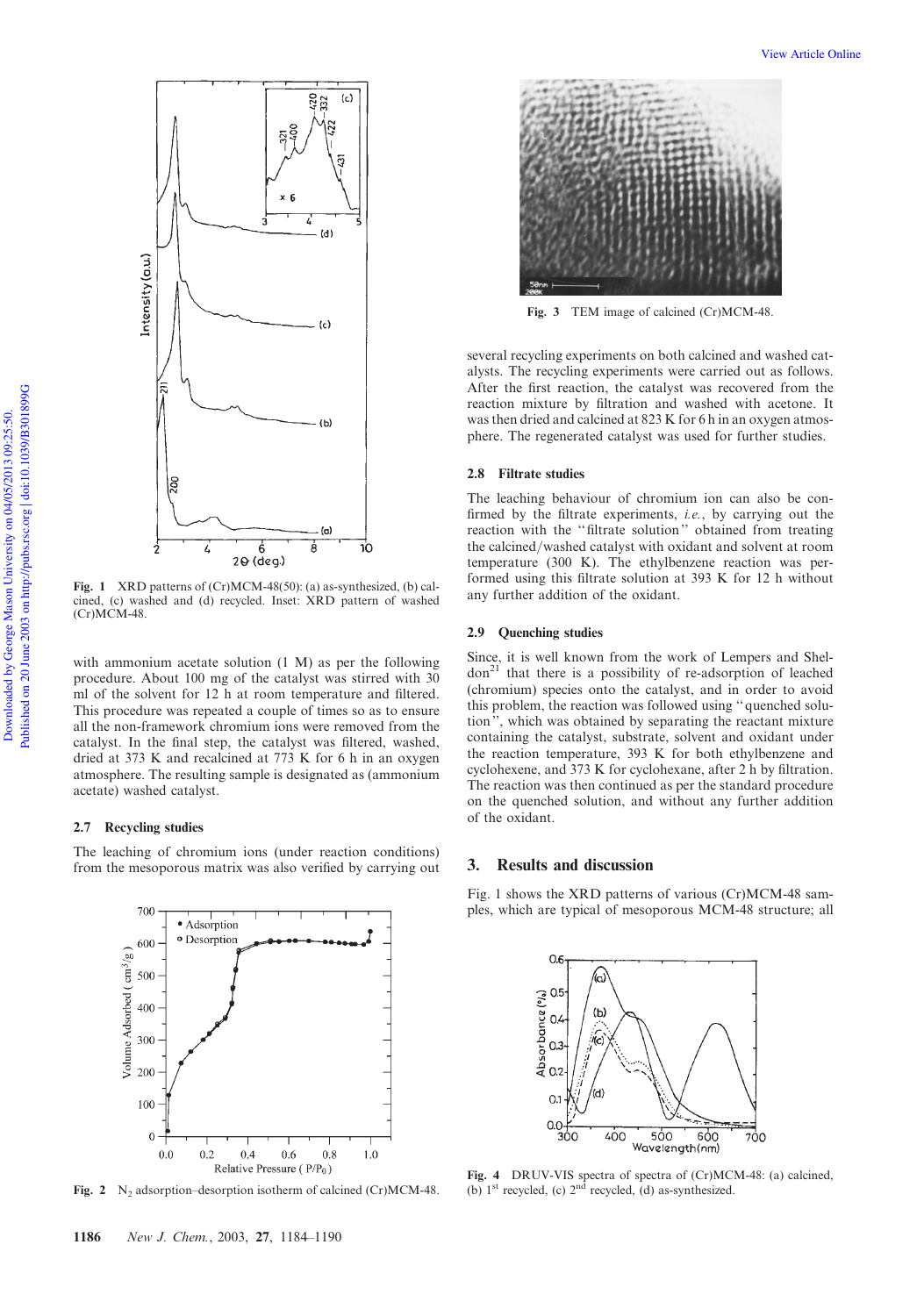Fig. 1 XRD patterns of (Cr)MCM-48(50): (a) as-synthesized, (b) calcined, (c) washed and (d) recycled. Inset: XRD pattern of washed (Cr)MCM-48.

with ammonium acetate solution (1 M) as per the following procedure. About 100 mg of the catalyst was stirred with 30 ml of the solvent for 12 h at room temperature and filtered. This procedure was repeated a couple of times so as to ensure all the non-framework chromium ions were removed from the catalyst. In the final step, the catalyst was filtered, washed, dried at 373 K and recalcined at 773 K for 6 h in an oxygen atmosphere. The resulting sample is designated as (ammonium acetate) washed catalyst.

### 2.7 Recycling studies

The leaching of chromium ions (under reaction conditions) from the mesoporous matrix was also verified by carrying out several recycling experiments on both calcined and washed catalysts. The recycling experiments were carried out as follows. After the first reaction, the catalyst was recovered from the reaction mixture by filtration and washed with acetone. It was then dried and calcined at 823 K for 6 h in an oxygen atmosphere. The regenerated catalyst was used for further studies.

Fig. 2 $N_2$ adsorption–desorption isotherm of calcined (Cr)MCM-48.

Fig. 3 TEM image of calcined (Cr)MCM-48.

### 2.8 Filtrate studies

The leaching behaviour of chromium ion can also be confirmed by the filtrate experiments, *i.e.*, by carrying out the reaction with the "filtrate solution" obtained from treating the calcined/washed catalyst with oxidant and solvent at room temperature (300 K). The ethylbenzene reaction was performed using this filtrate solution at 393 K for 12 h without any further addition of the oxidant.

### 2.9 Quenching studies

Since, it is well known from the work of Lempers and Sheldon[21] that there is a possibility of re-adsorption of leached (chromium) species onto the catalyst, and in order to avoid this problem, the reaction was followed using "quenched solution", which was obtained by separating the reactant mixture containing the catalyst, substrate, solvent and oxidant under the reaction temperature, 393 K for both ethylbenzene and cyclohexene, and 373 K for cyclohexane, after 2 h by filtration. The reaction was then continued as per the standard procedure on the quenched solution, and without any further addition of the oxidant.

## 3. Results and discussion

Fig. 1 shows the XRD patterns of various (Cr)MCM-48 samples, which are typical of mesoporous MCM-48 structure; all

Fig. 4 DRUV-VIS spectra of spectra of (Cr)MCM-48: (a) calcined, (b) 1st recycled, (c) 2nd recycled, (d) as-synthesized.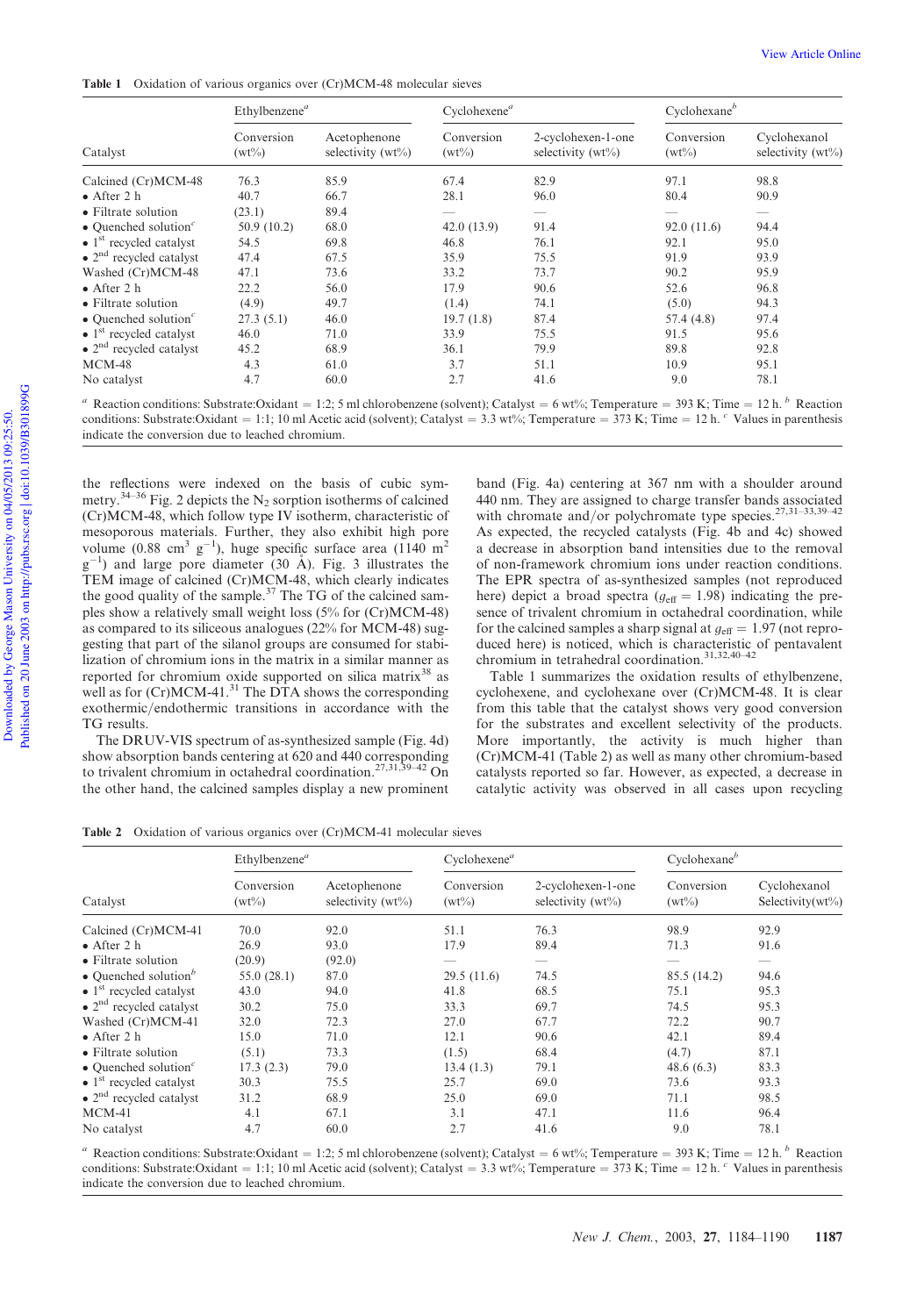**Table 1** Oxidation of various organics over (Cr)MCM-48 molecular sieves

| Catalyst | Ethylbenzene[a] | | Cyclohexene[a] | | Cyclohexane[b] | |
|---|---|---|---|---|---|---|
| | Conversion (wt%) | Acetophenone selectivity (wt%) | Conversion (wt%) | 2-cyclohexen-1-one selectivity (wt%) | Conversion (wt%) | Cyclohexanol selectivity (wt%) |
| Calcined (Cr)MCM-48 | 76.3 | 85.9 | 67.4 | 82.9 | 97.1 | 98.8 |
| • After 2 h | 40.7 | 66.7 | 28.1 | 96.0 | 80.4 | 90.9 |
| • Filtrate solution | (23.1) | 89.4 | — | — | — | — |
| • Quenched solution[c] | 50.9 (10.2) | 68.0 | 42.0 (13.9) | 91.4 | 92.0 (11.6) | 94.4 |
| • 1st recycled catalyst | 54.5 | 69.8 | 46.8 | 76.1 | 92.1 | 95.0 |
| • 2nd recycled catalyst | 47.4 | 67.5 | 35.9 | 75.5 | 91.9 | 93.9 |
| Washed (Cr)MCM-48 | 47.1 | 73.6 | 33.2 | 73.7 | 90.2 | 95.9 |
| • After 2 h | 22.2 | 56.0 | 17.9 | 90.6 | 52.6 | 96.8 |
| • Filtrate solution | (4.9) | 49.7 | (1.4) | 74.1 | (5.0) | 94.3 |
| • Quenched solution[c] | 27.3 (5.1) | 46.0 | 19.7 (1.8) | 87.4 | 57.4 (4.8) | 97.4 |
| • 1st recycled catalyst | 46.0 | 71.0 | 33.9 | 75.5 | 91.5 | 95.6 |
| • 2nd recycled catalyst | 45.2 | 68.9 | 36.1 | 79.9 | 89.8 | 92.8 |
| MCM-48 | 4.3 | 61.0 | 3.7 | 51.1 | 10.9 | 95.1 |
| No catalyst | 4.7 | 60.0 | 2.7 | 41.6 | 9.0 | 78.1 |

[a] Reaction conditions: Substrate:Oxidant = 1:2; 5 ml chlorobenzene (solvent); Catalyst = 6 wt%; Temperature = 393 K; Time = 12 h. [b] Reaction conditions: Substrate:Oxidant = 1:1; 10 ml Acetic acid (solvent); Catalyst = 3.3 wt%; Temperature = 373 K; Time = 12 h. [c] Values in parenthesis indicate the conversion due to leached chromium.

the reflections were indexed on the basis of cubic symmetry.[34–36] Fig. 2 depicts the $N_2$ sorption isotherms of calcined (Cr)MCM-48, which follow type IV isotherm, characteristic of mesoporous materials. Further, they also exhibit high pore volume (0.88 $cm^3$ $g^{-1}$), huge specific surface area (1140 $m^2$ $g^{-1}$) and large pore diameter (30 Å). Fig. 3 illustrates the TEM image of calcined (Cr)MCM-48, which clearly indicates the good quality of the sample.[37] The TG of the calcined samples show a relatively small weight loss (5% for (Cr)MCM-48) as compared to its siliceous analogues (22% for MCM-48) suggesting that part of the silanol groups are consumed for stabilization of chromium ions in the matrix in a similar manner as reported for chromium oxide supported on silica matrix[38] as well as for (Cr)MCM-41.[31] The DTA shows the corresponding exothermic/endothermic transitions in accordance with the TG results.

The DRUV-VIS spectrum of as-synthesized sample (Fig. 4d) show absorption bands centering at 620 and 440 corresponding to trivalent chromium in octahedral coordination.[27,31,39–42] On the other hand, the calcined samples display a new prominent band (Fig. 4a) centering at 367 nm with a shoulder around 440 nm. They are assigned to charge transfer bands associated with chromate and/or polychromate type species.[27,31–33,39–42] As expected, the recycled catalysts (Fig. 4b and 4c) showed a decrease in absorption band intensities due to the removal of non-framework chromium ions under reaction conditions. The EPR spectra of as-synthesized samples (not reproduced here) depict a broad spectra ($g_{eff}$ = 1.98) indicating the presence of trivalent chromium in octahedral coordination, while for the calcined samples a sharp signal at $g_{eff}$ = 1.97 (not reproduced here) is noticed, which is characteristic of pentavalent chromium in tetrahedral coordination.[31,32,40–42]

Table 1 summarizes the oxidation results of ethylbenzene, cyclohexene, and cyclohexane over (Cr)MCM-48. It is clear from this table that the catalyst shows very good conversion for the substrates and excellent selectivity of the products. More importantly, the activity is much higher than (Cr)MCM-41 (Table 2) as well as many other chromium-based catalysts reported so far. However, as expected, a decrease in catalytic activity was observed in all cases upon recycling

**Table 2** Oxidation of various organics over (Cr)MCM-41 molecular sieves

| Catalyst | Ethylbenzene[a] | | Cyclohexene[a] | | Cyclohexane[b] | |
|---|---|---|---|---|---|---|
| | Conversion (wt%) | Acetophenone selectivity (wt%) | Conversion (wt%) | 2-cyclohexen-1-one selectivity (wt%) | Conversion (wt%) | Cyclohexanol Selectivity(wt%) |
| Calcined (Cr)MCM-41 | 70.0 | 92.0 | 51.1 | 76.3 | 98.9 | 92.9 |
| • After 2 h | 26.9 | 93.0 | 17.9 | 89.4 | 71.3 | 91.6 |
| • Filtrate solution | (20.9) | (92.0) | — | — | — | — |
| • Quenched solution[b] | 55.0 (28.1) | 87.0 | 29.5 (11.6) | 74.5 | 85.5 (14.2) | 94.6 |
| • 1st recycled catalyst | 43.0 | 94.0 | 41.8 | 68.5 | 75.1 | 95.3 |
| • 2nd recycled catalyst | 30.2 | 75.0 | 33.3 | 69.7 | 74.5 | 95.3 |
| Washed (Cr)MCM-41 | 32.0 | 72.3 | 27.0 | 67.7 | 72.2 | 90.7 |
| • After 2 h | 15.0 | 71.0 | 12.1 | 90.6 | 42.1 | 89.4 |
| • Filtrate solution | (5.1) | 73.3 | (1.5) | 68.4 | (4.7) | 87.1 |
| • Quenched solution[c] | 17.3 (2.3) | 79.0 | 13.4 (1.3) | 79.1 | 48.6 (6.3) | 83.3 |
| • 1st recycled catalyst | 30.3 | 75.5 | 25.7 | 69.0 | 73.6 | 93.3 |
| • 2nd recycled catalyst | 31.2 | 68.9 | 25.0 | 69.0 | 71.1 | 98.5 |
| MCM-41 | 4.1 | 67.1 | 3.1 | 47.1 | 11.6 | 96.4 |
| No catalyst | 4.7 | 60.0 | 2.7 | 41.6 | 9.0 | 78.1 |

[a] Reaction conditions: Substrate:Oxidant = 1:2; 5 ml chlorobenzene (solvent); Catalyst = 6 wt%; Temperature = 393 K; Time = 12 h. [b] Reaction conditions: Substrate:Oxidant = 1:1; 10 ml Acetic acid (solvent); Catalyst = 3.3 wt%; Temperature = 373 K; Time = 12 h. [c] Values in parenthesis indicate the conversion due to leached chromium.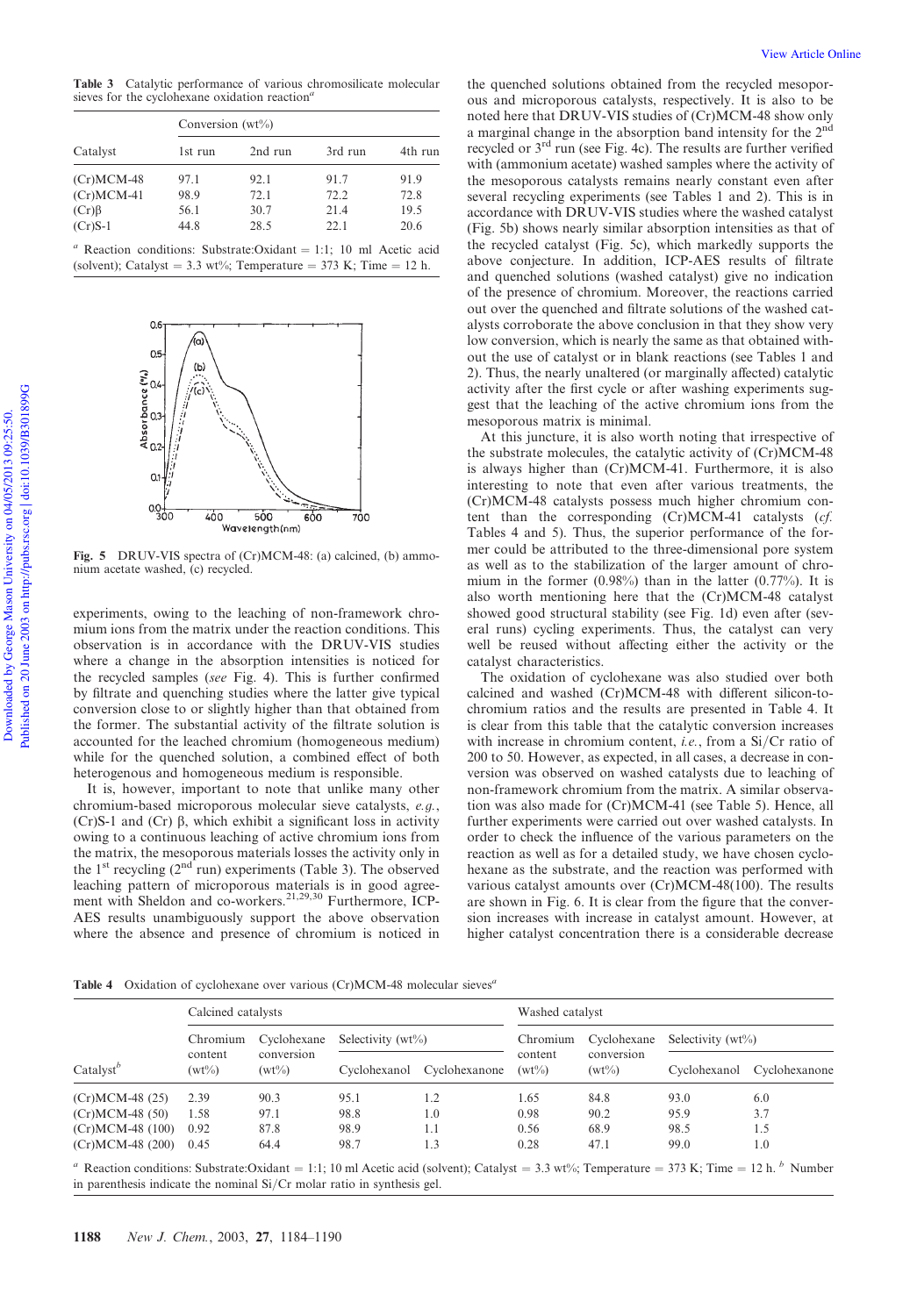**Table 3** Catalytic performance of various chromosilicate molecular sieves for the cyclohexane oxidation reaction[a]

| Catalyst | Conversion (wt%) | | | |
|---|---|---|---|---|
| | 1st run | 2nd run | 3rd run | 4th run |
| (Cr)MCM-48 | 97.1 | 92.1 | 91.7 | 91.9 |
| (Cr)MCM-41 | 98.9 | 72.1 | 72.2 | 72.8 |
| (Cr)β | 56.1 | 30.7 | 21.4 | 19.5 |
| (Cr)S-1 | 44.8 | 28.5 | 22.1 | 20.6 |

[a] Reaction conditions: Substrate:Oxidant = 1:1; 10 ml Acetic acid (solvent); Catalyst = 3.3 wt%; Temperature = 373 K; Time = 12 h.

**Fig. 5** DRUV-VIS spectra of (Cr)MCM-48: (a) calcined, (b) ammonium acetate washed, (c) recycled.

experiments, owing to the leaching of non-framework chromium ions from the matrix under the reaction conditions. This observation is in accordance with the DRUV-VIS studies where a change in the absorption intensities is noticed for the recycled samples (*see* Fig. 4). This is further confirmed by filtrate and quenching studies where the latter give typical conversion close to or slightly higher than that obtained from the former. The substantial activity of the filtrate solution is accounted for the leached chromium (homogeneous medium) while for the quenched solution, a combined effect of both heterogenous and homogeneous medium is responsible.

It is, however, important to note that unlike many other chromium-based microporous molecular sieve catalysts, *e.g.*, (Cr)S-1 and (Cr) β, which exhibit a significant loss in activity owing to a continuous leaching of active chromium ions from the matrix, the mesoporous materials losses the activity only in the 1st recycling (2nd run) experiments (Table 3). The observed leaching pattern of microporous materials is in good agreement with Sheldon and co-workers.[21,29,30] Furthermore, ICP-AES results unambiguously support the above observation where the absence and presence of chromium is noticed in the quenched solutions obtained from the recycled mesoporous and microporous catalysts, respectively. It is also to be noted here that DRUV-VIS studies of (Cr)MCM-48 show only a marginal change in the absorption band intensity for the 2nd recycled or 3rd run (see Fig. 4c). The results are further verified with (ammonium acetate) washed samples where the activity of the mesoporous catalysts remains nearly constant even after several recycling experiments (see Tables 1 and 2). This is in accordance with DRUV-VIS studies where the washed catalyst (Fig. 5b) shows nearly similar absorption intensities as that of the recycled catalyst (Fig. 5c), which markedly supports the above conjecture. In addition, ICP-AES results of filtrate and quenched solutions (washed catalyst) give no indication of the presence of chromium. Moreover, the reactions carried out over the quenched and filtrate solutions of the washed catalysts corroborate the above conclusion in that they show very low conversion, which is nearly the same as that obtained without the use of catalyst or in blank reactions (see Tables 1 and 2). Thus, the nearly unaltered (or marginally affected) catalytic activity after the first cycle or after washing experiments suggest that the leaching of the active chromium ions from the mesoporous matrix is minimal.

At this juncture, it is also worth noting that irrespective of the substrate molecules, the catalytic activity of (Cr)MCM-48 is always higher than (Cr)MCM-41. Furthermore, it is also interesting to note that even after various treatments, the (Cr)MCM-48 catalysts possess much higher chromium content than the corresponding (Cr)MCM-41 catalysts (*cf.* Tables 4 and 5). Thus, the superior performance of the former could be attributed to the three-dimensional pore system as well as to the stabilization of the larger amount of chromium in the former (0.98%) than in the latter (0.77%). It is also worth mentioning here that the (Cr)MCM-48 catalyst showed good structural stability (see Fig. 1d) even after (several runs) cycling experiments. Thus, the catalyst can very well be reused without affecting either the activity or the catalyst characteristics.

The oxidation of cyclohexane was also studied over both calcined and washed (Cr)MCM-48 with different silicon-to-chromium ratios and the results are presented in Table 4. It is clear from this table that the catalytic conversion increases with increase in chromium content, *i.e.*, from a Si/Cr ratio of 200 to 50. However, as expected, in all cases, a decrease in conversion was observed on washed catalysts due to leaching of non-framework chromium from the matrix. A similar observation was also made for (Cr)MCM-41 (see Table 5). Hence, all further experiments were carried out over washed catalysts. In order to check the influence of the various parameters on the reaction as well as for a detailed study, we have chosen cyclohexane as the substrate, and the reaction was performed with various catalyst amounts over (Cr)MCM-48(100). The results are shown in Fig. 6. It is clear from the figure that the conversion increases with increase in catalyst amount. However, at higher catalyst concentration there is a considerable decrease

**Table 4** Oxidation of cyclohexane over various (Cr)MCM-48 molecular sieves[a]

| Catalyst[b] | Calcined catalysts | | | | Washed catalyst | | | |
|---|---|---|---|---|---|---|---|---|
| | Chromium content (wt%) | Cyclohexane conversion (wt%) | Selectivity (wt%) | | Chromium content (wt%) | Cyclohexane conversion (wt%) | Selectivity (wt%) | |
| | | | Cyclohexanol | Cyclohexanone | | | Cyclohexanol | Cyclohexanone |
| (Cr)MCM-48 (25) | 2.39 | 90.3 | 95.1 | 1.2 | 1.65 | 84.8 | 93.0 | 6.0 |
| (Cr)MCM-48 (50) | 1.58 | 97.1 | 98.8 | 1.0 | 0.98 | 90.2 | 95.9 | 3.7 |
| (Cr)MCM-48 (100) | 0.92 | 87.8 | 98.9 | 1.1 | 0.56 | 68.9 | 98.5 | 1.5 |
| (Cr)MCM-48 (200) | 0.45 | 64.4 | 98.7 | 1.3 | 0.28 | 47.1 | 99.0 | 1.0 |

[a] Reaction conditions: Substrate:Oxidant = 1:1; 10 ml Acetic acid (solvent); Catalyst = 3.3 wt%; Temperature = 373 K; Time = 12 h. [b] Number in parenthesis indicate the nominal Si/Cr molar ratio in synthesis gel.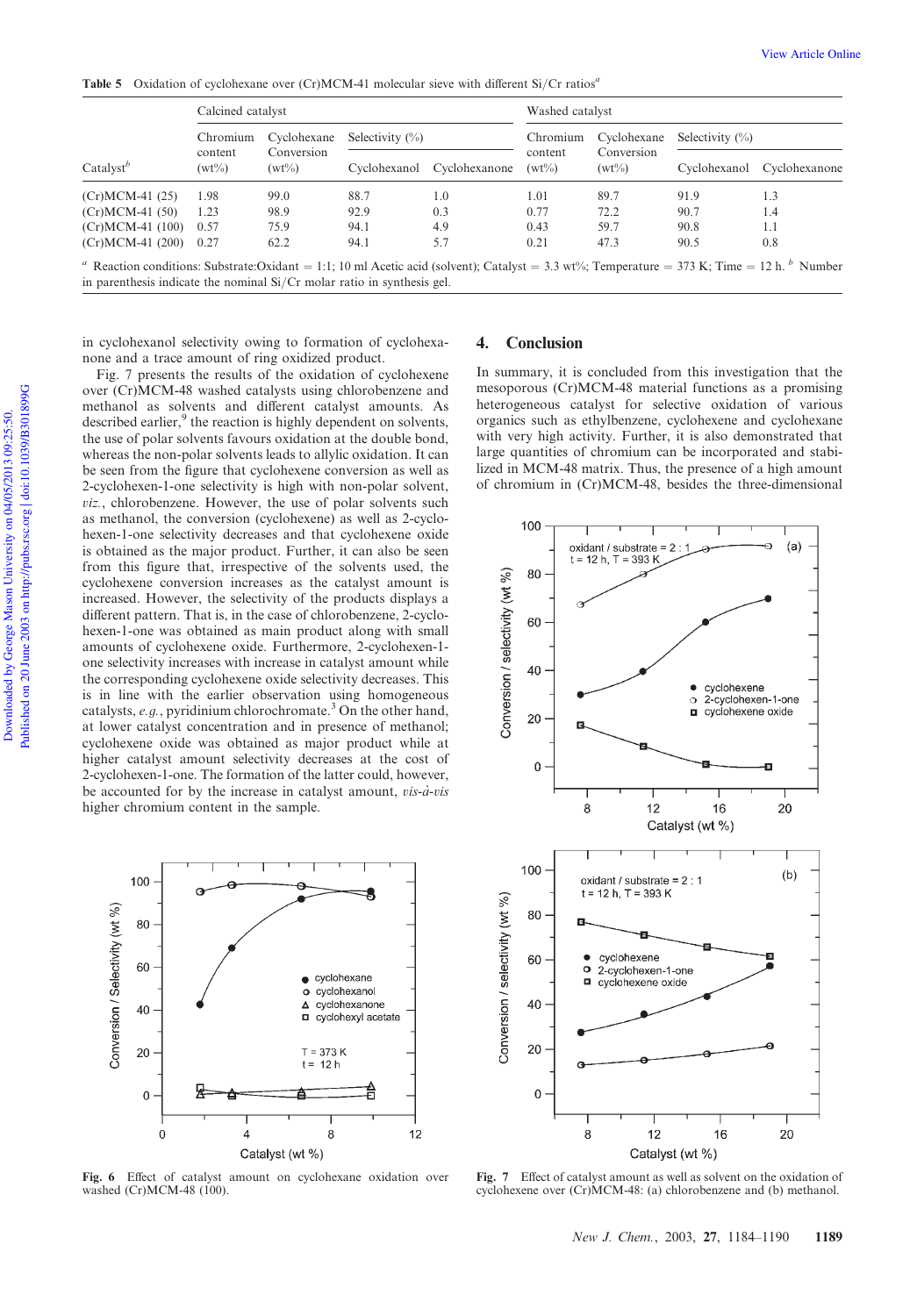**Table 5** Oxidation of cyclohexane over (Cr)MCM-41 molecular sieve with different Si/Cr ratios[a]

| Catalyst[b] | Calcined catalyst | | | | Washed catalyst | | | |
|---|---|---|---|---|---|---|---|---|
| | Chromium content (wt%) | Cyclohexane Conversion (wt%) | Selectivity (%) | | Chromium content (wt%) | Cyclohexane Conversion (wt%) | Selectivity (%) | |
| | | | Cyclohexanol | Cyclohexanone | | | Cyclohexanol | Cyclohexanone |
| (Cr)MCM-41 (25) | 1.98 | 99.0 | 88.7 | 1.0 | 1.01 | 89.7 | 91.9 | 1.3 |
| (Cr)MCM-41 (50) | 1.23 | 98.9 | 92.9 | 0.3 | 0.77 | 72.2 | 90.7 | 1.4 |
| (Cr)MCM-41 (100) | 0.57 | 75.9 | 94.1 | 4.9 | 0.43 | 59.7 | 90.8 | 1.1 |
| (Cr)MCM-41 (200) | 0.27 | 62.2 | 94.1 | 5.7 | 0.21 | 47.3 | 90.5 | 0.8 |

[a] Reaction conditions: Substrate:Oxidant = 1:1; 10 ml Acetic acid (solvent); Catalyst = 3.3 wt%; Temperature = 373 K; Time = 12 h. [b] Number in parenthesis indicate the nominal Si/Cr molar ratio in synthesis gel.

in cyclohexanol selectivity owing to formation of cyclohexanone and a trace amount of ring oxidized product.

Fig. 7 presents the results of the oxidation of cyclohexene over (Cr)MCM-48 washed catalysts using chlorobenzene and methanol as solvents and different catalyst amounts. As described earlier,[9] the reaction is highly dependent on solvents, the use of polar solvents favours oxidation at the double bond, whereas the non-polar solvents leads to allylic oxidation. It can be seen from the figure that cyclohexene conversion as well as 2-cyclohexen-1-one selectivity is high with non-polar solvent, *viz.*, chlorobenzene. However, the use of polar solvents such as methanol, the conversion (cyclohexene) as well as 2-cyclohexen-1-one selectivity decreases and that cyclohexene oxide is obtained as the major product. Further, it can also be seen from this figure that, irrespective of the solvents used, the cyclohexene conversion increases as the catalyst amount is increased. However, the selectivity of the products displays a different pattern. That is, in the case of chlorobenzene, 2-cyclohexen-1-one was obtained as main product along with small amounts of cyclohexene oxide. Furthermore, 2-cyclohexen-1-one selectivity increases with increase in catalyst amount while the corresponding cyclohexene oxide selectivity decreases. This is in line with the earlier observation using homogeneous catalysts, *e.g.*, pyridinium chlorochromate.[3] On the other hand, at lower catalyst concentration and in presence of methanol; cyclohexene oxide was obtained as major product while at higher catalyst amount selectivity decreases at the cost of 2-cyclohexen-1-one. The formation of the latter could, however, be accounted for by the increase in catalyst amount, *vis-à-vis* higher chromium content in the sample.

Fig. 6 Effect of catalyst amount on cyclohexane oxidation over washed (Cr)MCM-48 (100).

## 4. Conclusion

In summary, it is concluded from this investigation that the mesoporous (Cr)MCM-48 material functions as a promising heterogeneous catalyst for selective oxidation of various organics such as ethylbenzene, cyclohexene and cyclohexane with very high activity. Further, it is also demonstrated that large quantities of chromium can be incorporated and stabilized in MCM-48 matrix. Thus, the presence of a high amount of chromium in (Cr)MCM-48, besides the three-dimensional

Fig. 7 Effect of catalyst amount as well as solvent on the oxidation of cyclohexene over (Cr)MCM-48: (a) chlorobenzene and (b) methanol.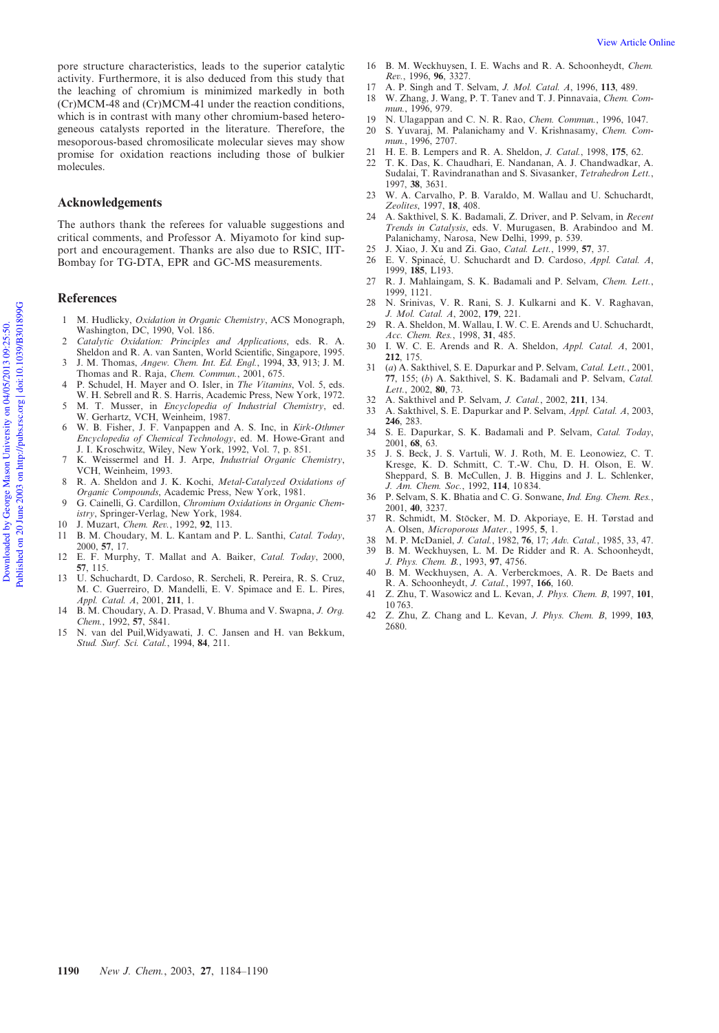pore structure characteristics, leads to the superior catalytic activity. Furthermore, it is also deduced from this study that the leaching of chromium is minimized markedly in both (Cr)MCM-48 and (Cr)MCM-41 under the reaction conditions, which is in contrast with many other chromium-based heterogeneous catalysts reported in the literature. Therefore, the mesoporous-based chromosilicate molecular sieves may show promise for oxidation reactions including those of bulkier molecules.

## Acknowledgements

The authors thank the referees for valuable suggestions and critical comments, and Professor A. Miyamoto for kind support and encouragement. Thanks are also due to RSIC, IIT-Bombay for TG-DTA, EPR and GC-MS measurements.

## References

1. M. Hudlicky, *Oxidation in Organic Chemistry*, ACS Monograph, Washington, DC, 1990, Vol. 186.
2. *Catalytic Oxidation: Principles and Applications*, eds. R. A. Sheldon and R. A. van Santen, World Scientific, Singapore, 1995.
3. J. M. Thomas, *Angew. Chem. Int. Ed. Engl.*, 1994, **33**, 913; J. M. Thomas and R. Raja, *Chem. Commun.*, 2001, 675.
4. P. Schudel, H. Mayer and O. Isler, in *The Vitamins*, Vol. 5, eds. W. H. Sebrell and R. S. Harris, Academic Press, New York, 1972.
5. M. T. Musser, in *Encyclopedia of Industrial Chemistry*, ed. W. Gerhartz, VCH, Weinheim, 1987.
6. W. B. Fisher, J. F. Vanpappen and A. S. Inc, in *Kirk-Othmer Encyclopedia of Chemical Technology*, ed. M. Howe-Grant and J. I. Kroschwitz, Wiley, New York, 1992, Vol. 7, p. 851.
7. K. Weissermel and H. J. Arpe, *Industrial Organic Chemistry*, VCH, Weinheim, 1993.
8. R. A. Sheldon and J. K. Kochi, *Metal-Catalyzed Oxidations of Organic Compounds*, Academic Press, New York, 1981.
9. G. Cainelli, G. Cardillon, *Chromium Oxidations in Organic Chemistry*, Springer-Verlag, New York, 1984.
10. J. Muzart, *Chem. Rev.*, 1992, **92**, 113.
11. B. M. Choudary, M. L. Kantam and P. L. Santhi, *Catal. Today*, 2000, **57**, 17.
12. E. F. Murphy, T. Mallat and A. Baiker, *Catal. Today*, 2000, **57**, 115.
13. U. Schuchardt, D. Cardoso, R. Sercheli, R. Pereira, R. S. Cruz, M. C. Guerreiro, D. Mandelli, E. V. Spimace and E. L. Pires, *Appl. Catal. A*, 2001, **211**, 1.
14. B. M. Choudary, A. D. Prasad, V. Bhuma and V. Swapna, *J. Org. Chem.*, 1992, **57**, 5841.
15. N. van del Puil,Widyawati, J. C. Jansen and H. van Bekkum, *Stud. Surf. Sci. Catal.*, 1994, **84**, 211.
16. B. M. Weckhuysen, I. E. Wachs and R. A. Schoonheydt, *Chem. Rev.*, 1996, **96**, 3327.
17. A. P. Singh and T. Selvam, *J. Mol. Catal. A*, 1996, **113**, 489.
18. W. Zhang, J. Wang, P. T. Tanev and T. J. Pinnavaia, *Chem. Commun.*, 1996, 979.
19. N. Ulagappan and C. N. R. Rao, *Chem. Commun.*, 1996, 1047.
20. S. Yuvaraj, M. Palanichamy and V. Krishnasamy, *Chem. Commun.*, 1996, 2707.
21. H. E. B. Lempers and R. A. Sheldon, *J. Catal.*, 1998, **175**, 62.
22. T. K. Das, K. Chaudhari, E. Nandanan, A. J. Chandwadkar, A. Sudalai, T. Ravindranathan and S. Sivasanker, *Tetrahedron Lett.*, 1997, **38**, 3631.
23. W. A. Carvalho, P. B. Varaldo, M. Wallau and U. Schuchardt, *Zeolites*, 1997, **18**, 408.
24. A. Sakthivel, S. K. Badamali, Z. Driver, and P. Selvam, in *Recent Trends in Catalysis*, eds. V. Murugesen, B. Arabindoo and M. Palanichamy, Narosa, New Delhi, 1999, p. 539.
25. J. Xiao, J. Xu and Zi. Gao, *Catal. Lett.*, 1999, **57**, 37.
26. E. V. Spinacé, U. Schuchardt and D. Cardoso, *Appl. Catal. A*, 1999, **185**, L193.
27. R. J. Mahlaingam, S. K. Badamali and P. Selvam, *Chem. Lett.*, 1999, 1121.
28. N. Srinivas, V. R. Rani, S. J. Kulkarni and K. V. Raghavan, *J. Mol. Catal. A*, 2002, **179**, 221.
29. R. A. Sheldon, M. Wallau, I. W. C. E. Arends and U. Schuchardt, *Acc. Chem. Res.*, 1998, **31**, 485.
30. I. W. C. E. Arends and R. A. Sheldon, *Appl. Catal. A*, 2001, **212**, 175.
31. (*a*) A. Sakthivel, S. E. Dapurkar and P. Selvam, *Catal. Lett.*, 2001, **77**, 155; (*b*) A. Sakthivel, S. K. Badamali and P. Selvam, *Catal. Lett.*, 2002, **80**, 73.
32. A. Sakthivel and P. Selvam, *J. Catal.*, 2002, **211**, 134.
33. A. Sakthivel, S. E. Dapurkar and P. Selvam, *Appl. Catal. A*, 2003, **246**, 283.
34. S. E. Dapurkar, S. K. Badamali and P. Selvam, *Catal. Today*, 2001, **68**, 63.
35. J. S. Beck, J. S. Vartuli, W. J. Roth, M. E. Leonowiez, C. T. Kresge, K. D. Schmitt, C. T.-W. Chu, D. H. Olson, E. W. Sheppard, S. B. McCullen, J. B. Higgins and J. L. Schlenker, *J. Am. Chem. Soc.*, 1992, **114**, 10 834.
36. P. Selvam, S. K. Bhatia and C. G. Sonwane, *Ind. Eng. Chem. Res.*, 2001, **40**, 3237.
37. R. Schmidt, M. Stöcker, M. D. Akporiaye, E. H. Tørstad and A. Olsen, *Microporous Mater.*, 1995, **5**, 1.
38. M. P. McDaniel, *J. Catal.*, 1982, **76**, 17; *Adv. Catal.*, 1985, 33, 47.
39. B. M. Weckhuysen, L. M. De Ridder and R. A. Schoonheydt, *J. Phys. Chem. B.*, 1993, **97**, 4756.
40. B. M. Weckhuysen, A. A. Verberckmoes, A. R. De Baets and R. A. Schoonheydt, *J. Catal.*, 1997, **166**, 160.
41. Z. Zhu, T. Wasowicz and L. Kevan, *J. Phys. Chem. B*, 1997, **101**, 10 763.
42. Z. Zhu, Z. Chang and L. Kevan, *J. Phys. Chem. B*, 1999, **103**, 2680.